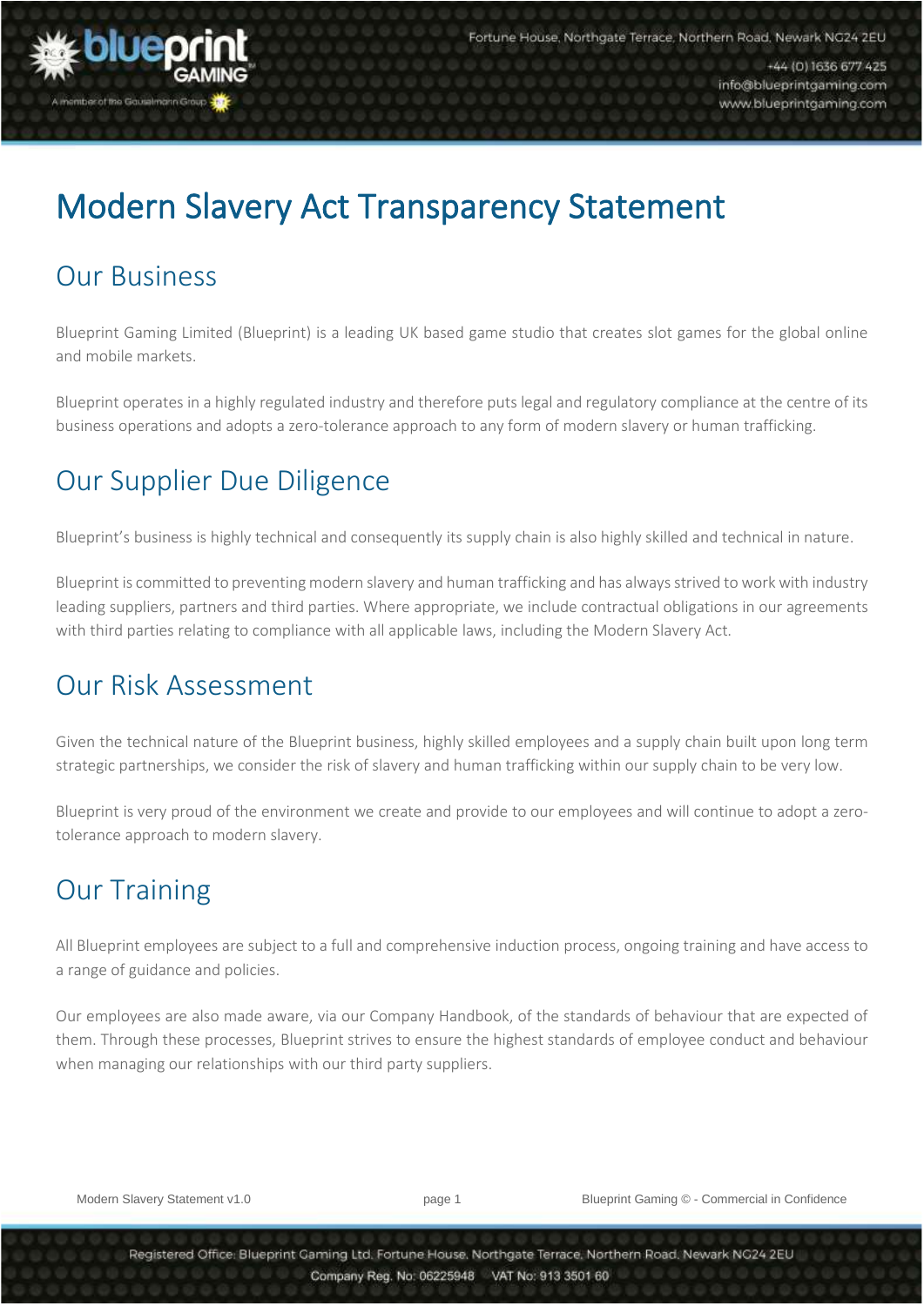# Modern Slavery Act Transparency Statement

## Our Business

Blueprint Gaming Limited (Blueprint) is a leading UK based game studio that creates slot games for the global online and mobile markets.

Blueprint operates in a highly regulated industry and therefore puts legal and regulatory compliance at the centre of its business operations and adopts a zero-tolerance approach to any form of modern slavery or human trafficking.

## Our Supplier Due Diligence

Blueprint's business is highly technical and consequently its supply chain is also highly skilled and technical in nature.

Blueprint is committed to preventing modern slavery and human trafficking and has always strived to work with industry leading suppliers, partners and third parties. Where appropriate, we include contractual obligations in our agreements with third parties relating to compliance with all applicable laws, including the Modern Slavery Act.

## Our Risk Assessment

Given the technical nature of the Blueprint business, highly skilled employees and a supply chain built upon long term strategic partnerships, we consider the risk of slavery and human trafficking within our supply chain to be very low.

Blueprint is very proud of the environment we create and provide to our employees and will continue to adopt a zero-tolerance approach to modern slavery.

## Our Training

All Blueprint employees are subject to a full and comprehensive induction process, ongoing training and have access to a range of guidance and policies.

Our employees are also made aware, via our Company Handbook, of the standards of behaviour that are expected of them. Through these processes, Blueprint strives to ensure the highest standards of employee conduct and behaviour when managing our relationships with our third party suppliers.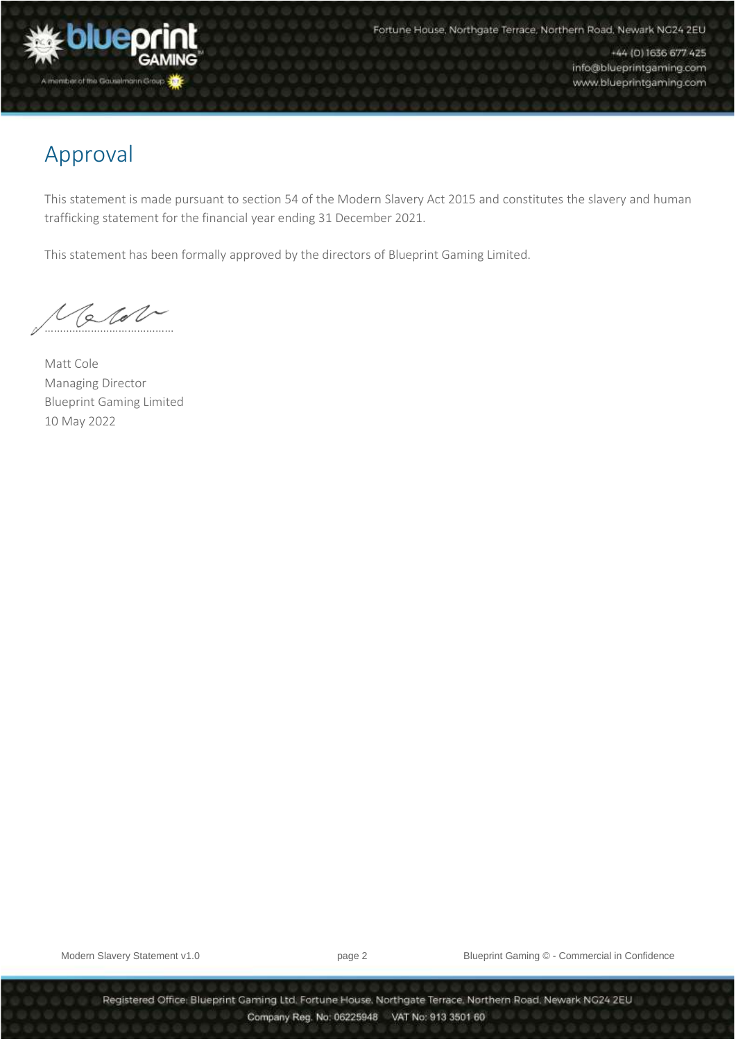# Approval

This statement is made pursuant to section 54 of the Modern Slavery Act 2015 and constitutes the slavery and human trafficking statement for the financial year ending 31 December 2021.

This statement has been formally approved by the directors of Blueprint Gaming Limited.

........................................

Matt Cole
Managing Director
Blueprint Gaming Limited
10 May 2022